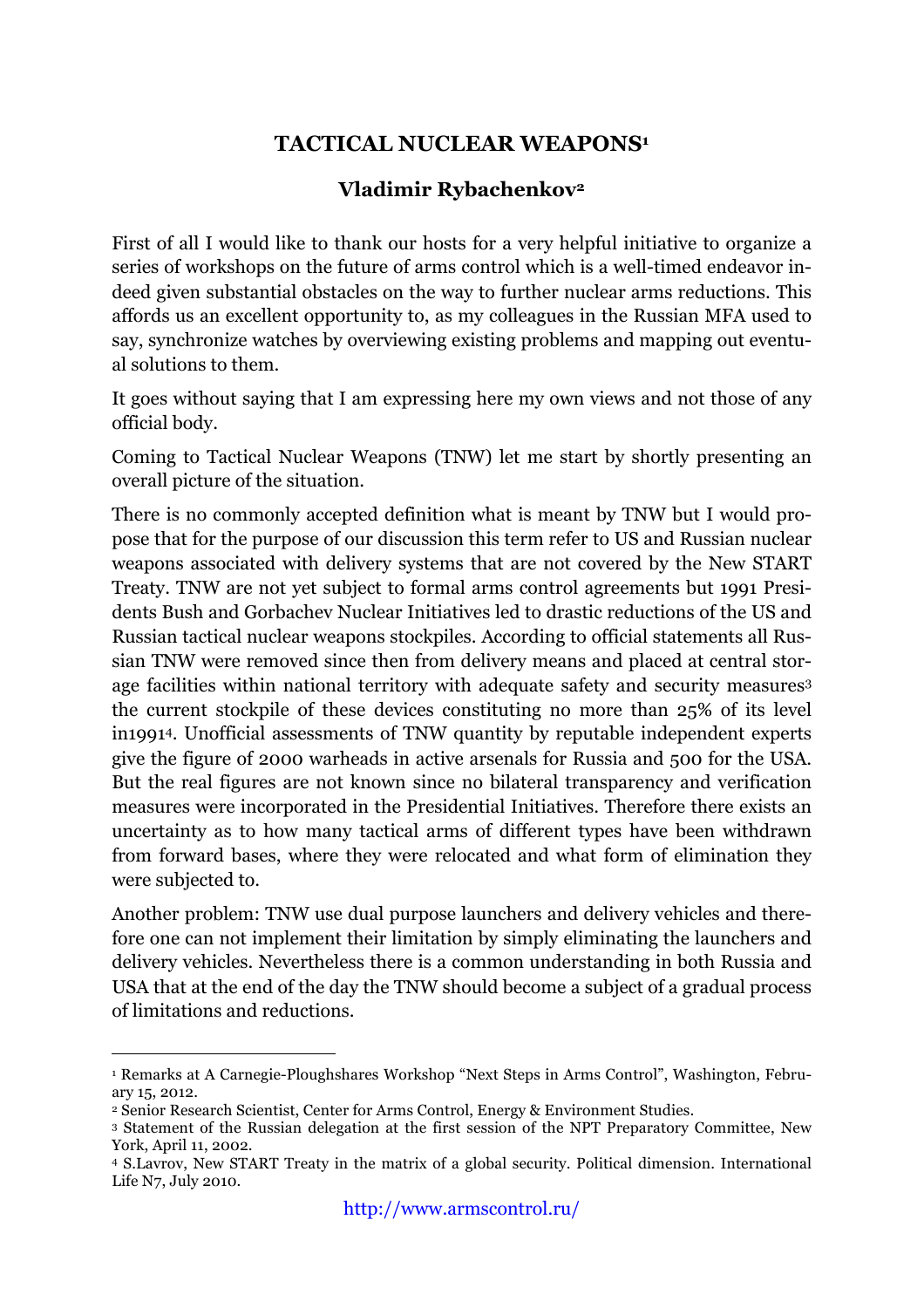# TACTICAL NUCLEAR WEAPONS[1]

## Vladimir Rybachenkov[2]

First of all I would like to thank our hosts for a very helpful initiative to organize a series of workshops on the future of arms control which is a well-timed endeavor indeed given substantial obstacles on the way to further nuclear arms reductions. This affords us an excellent opportunity to, as my colleagues in the Russian MFA used to say, synchronize watches by overviewing existing problems and mapping out eventual solutions to them.

It goes without saying that I am expressing here my own views and not those of any official body.

Coming to Tactical Nuclear Weapons (TNW) let me start by shortly presenting an overall picture of the situation.

There is no commonly accepted definition what is meant by TNW but I would propose that for the purpose of our discussion this term refer to US and Russian nuclear weapons associated with delivery systems that are not covered by the New START Treaty. TNW are not yet subject to formal arms control agreements but 1991 Presidents Bush and Gorbachev Nuclear Initiatives led to drastic reductions of the US and Russian tactical nuclear weapons stockpiles. According to official statements all Russian TNW were removed since then from delivery means and placed at central storage facilities within national territory with adequate safety and security measures[3] the current stockpile of these devices constituting no more than 25% of its level in1991[4]. Unofficial assessments of TNW quantity by reputable independent experts give the figure of 2000 warheads in active arsenals for Russia and 500 for the USA. But the real figures are not known since no bilateral transparency and verification measures were incorporated in the Presidential Initiatives. Therefore there exists an uncertainty as to how many tactical arms of different types have been withdrawn from forward bases, where they were relocated and what form of elimination they were subjected to.

Another problem: TNW use dual purpose launchers and delivery vehicles and therefore one can not implement their limitation by simply eliminating the launchers and delivery vehicles. Nevertheless there is a common understanding in both Russia and USA that at the end of the day the TNW should become a subject of a gradual process of limitations and reductions.

---

[1] Remarks at A Carnegie-Ploughshares Workshop "Next Steps in Arms Control", Washington, February 15, 2012.

[2] Senior Research Scientist, Center for Arms Control, Energy & Environment Studies.

[3] Statement of the Russian delegation at the first session of the NPT Preparatory Committee, New York, April 11, 2002.

[4] S.Lavrov, New START Treaty in the matrix of a global security. Political dimension. International Life N7, July 2010.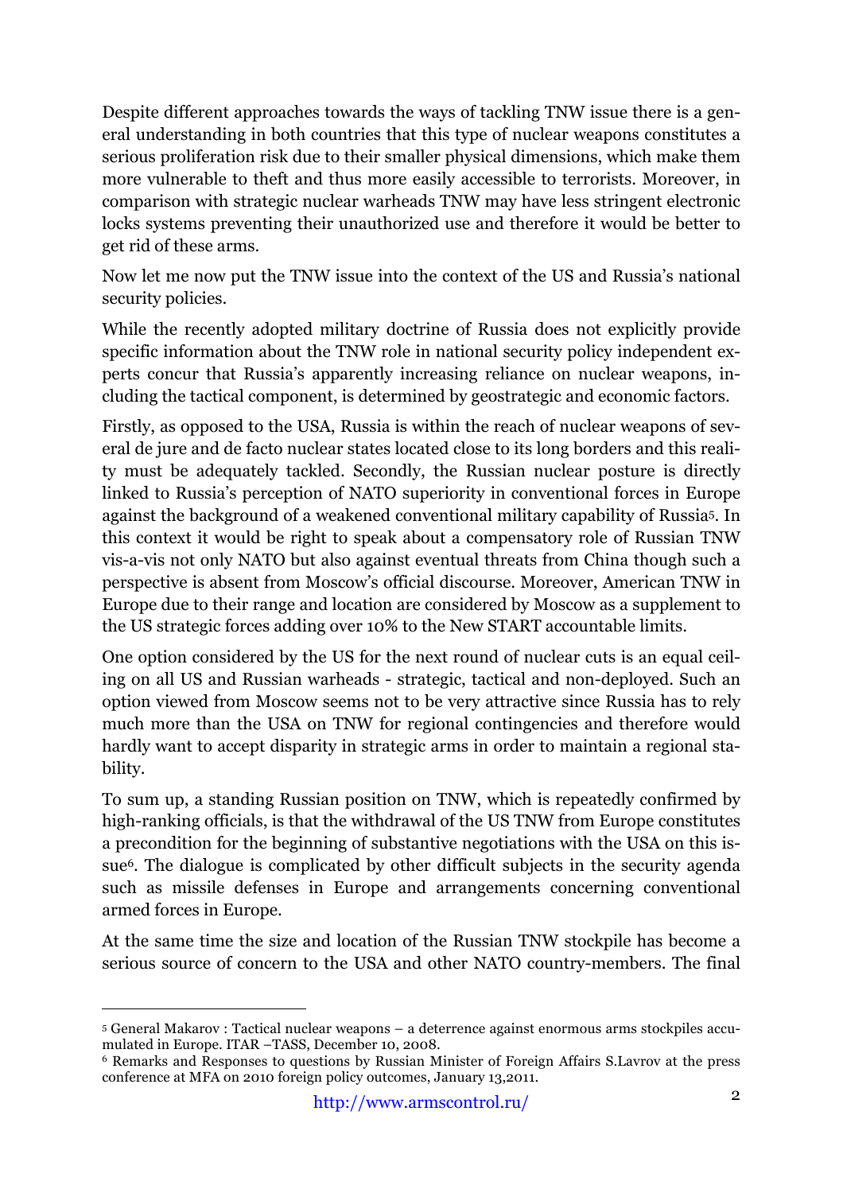Despite different approaches towards the ways of tackling TNW issue there is a general understanding in both countries that this type of nuclear weapons constitutes a serious proliferation risk due to their smaller physical dimensions, which make them more vulnerable to theft and thus more easily accessible to terrorists. Moreover, in comparison with strategic nuclear warheads TNW may have less stringent electronic locks systems preventing their unauthorized use and therefore it would be better to get rid of these arms.

Now let me now put the TNW issue into the context of the US and Russia's national security policies.

While the recently adopted military doctrine of Russia does not explicitly provide specific information about the TNW role in national security policy independent experts concur that Russia's apparently increasing reliance on nuclear weapons, including the tactical component, is determined by geostrategic and economic factors.

Firstly, as opposed to the USA, Russia is within the reach of nuclear weapons of several de jure and de facto nuclear states located close to its long borders and this reality must be adequately tackled. Secondly, the Russian nuclear posture is directly linked to Russia's perception of NATO superiority in conventional forces in Europe against the background of a weakened conventional military capability of Russia[5]. In this context it would be right to speak about a compensatory role of Russian TNW vis-a-vis not only NATO but also against eventual threats from China though such a perspective is absent from Moscow's official discourse. Moreover, American TNW in Europe due to their range and location are considered by Moscow as a supplement to the US strategic forces adding over 10% to the New START accountable limits.

One option considered by the US for the next round of nuclear cuts is an equal ceiling on all US and Russian warheads - strategic, tactical and non-deployed. Such an option viewed from Moscow seems not to be very attractive since Russia has to rely much more than the USA on TNW for regional contingencies and therefore would hardly want to accept disparity in strategic arms in order to maintain a regional stability.

To sum up, a standing Russian position on TNW, which is repeatedly confirmed by high-ranking officials, is that the withdrawal of the US TNW from Europe constitutes a precondition for the beginning of substantive negotiations with the USA on this issue[6]. The dialogue is complicated by other difficult subjects in the security agenda such as missile defenses in Europe and arrangements concerning conventional armed forces in Europe.

At the same time the size and location of the Russian TNW stockpile has become a serious source of concern to the USA and other NATO country-members. The final

---

[5] General Makarov : Tactical nuclear weapons – a deterrence against enormous arms stockpiles accumulated in Europe. ITAR –TASS, December 10, 2008.

[6] Remarks and Responses to questions by Russian Minister of Foreign Affairs S.Lavrov at the press conference at MFA on 2010 foreign policy outcomes, January 13,2011.

http://www.armscontrol.ru/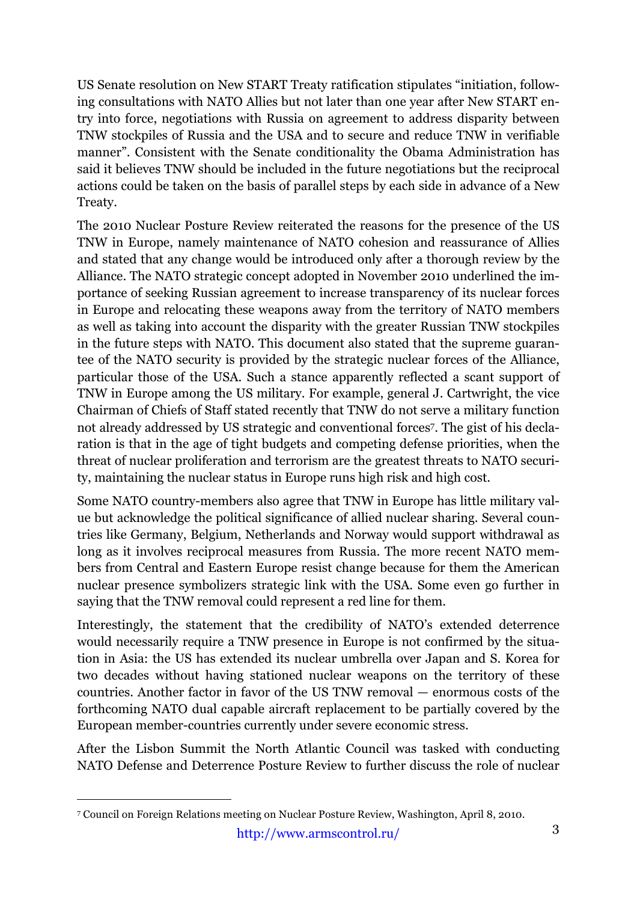US Senate resolution on New START Treaty ratification stipulates "initiation, following consultations with NATO Allies but not later than one year after New START entry into force, negotiations with Russia on agreement to address disparity between TNW stockpiles of Russia and the USA and to secure and reduce TNW in verifiable manner". Consistent with the Senate conditionality the Obama Administration has said it believes TNW should be included in the future negotiations but the reciprocal actions could be taken on the basis of parallel steps by each side in advance of a New Treaty.

The 2010 Nuclear Posture Review reiterated the reasons for the presence of the US TNW in Europe, namely maintenance of NATO cohesion and reassurance of Allies and stated that any change would be introduced only after a thorough review by the Alliance. The NATO strategic concept adopted in November 2010 underlined the importance of seeking Russian agreement to increase transparency of its nuclear forces in Europe and relocating these weapons away from the territory of NATO members as well as taking into account the disparity with the greater Russian TNW stockpiles in the future steps with NATO. This document also stated that the supreme guarantee of the NATO security is provided by the strategic nuclear forces of the Alliance, particular those of the USA. Such a stance apparently reflected a scant support of TNW in Europe among the US military. For example, general J. Cartwright, the vice Chairman of Chiefs of Staff stated recently that TNW do not serve a military function not already addressed by US strategic and conventional forces[7]. The gist of his declaration is that in the age of tight budgets and competing defense priorities, when the threat of nuclear proliferation and terrorism are the greatest threats to NATO security, maintaining the nuclear status in Europe runs high risk and high cost.

Some NATO country-members also agree that TNW in Europe has little military value but acknowledge the political significance of allied nuclear sharing. Several countries like Germany, Belgium, Netherlands and Norway would support withdrawal as long as it involves reciprocal measures from Russia. The more recent NATO members from Central and Eastern Europe resist change because for them the American nuclear presence symbolizers strategic link with the USA. Some even go further in saying that the TNW removal could represent a red line for them.

Interestingly, the statement that the credibility of NATO's extended deterrence would necessarily require a TNW presence in Europe is not confirmed by the situation in Asia: the US has extended its nuclear umbrella over Japan and S. Korea for two decades without having stationed nuclear weapons on the territory of these countries. Another factor in favor of the US TNW removal — enormous costs of the forthcoming NATO dual capable aircraft replacement to be partially covered by the European member-countries currently under severe economic stress.

After the Lisbon Summit the North Atlantic Council was tasked with conducting NATO Defense and Deterrence Posture Review to further discuss the role of nuclear

---

[7] Council on Foreign Relations meeting on Nuclear Posture Review, Washington, April 8, 2010.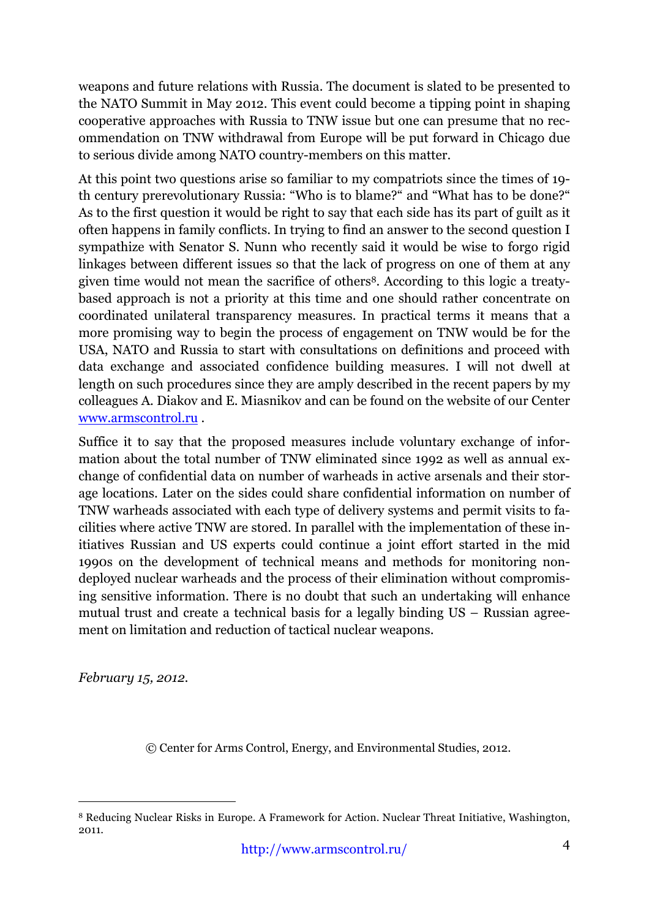weapons and future relations with Russia. The document is slated to be presented to the NATO Summit in May 2012. This event could become a tipping point in shaping cooperative approaches with Russia to TNW issue but one can presume that no recommendation on TNW withdrawal from Europe will be put forward in Chicago due to serious divide among NATO country-members on this matter.

At this point two questions arise so familiar to my compatriots since the times of 19-th century prerevolutionary Russia: "Who is to blame?" and "What has to be done?" As to the first question it would be right to say that each side has its part of guilt as it often happens in family conflicts. In trying to find an answer to the second question I sympathize with Senator S. Nunn who recently said it would be wise to forgo rigid linkages between different issues so that the lack of progress on one of them at any given time would not mean the sacrifice of others[8]. According to this logic a treaty-based approach is not a priority at this time and one should rather concentrate on coordinated unilateral transparency measures. In practical terms it means that a more promising way to begin the process of engagement on TNW would be for the USA, NATO and Russia to start with consultations on definitions and proceed with data exchange and associated confidence building measures. I will not dwell at length on such procedures since they are amply described in the recent papers by my colleagues A. Diakov and E. Miasnikov and can be found on the website of our Center www.armscontrol.ru .

Suffice it to say that the proposed measures include voluntary exchange of information about the total number of TNW eliminated since 1992 as well as annual exchange of confidential data on number of warheads in active arsenals and their storage locations. Later on the sides could share confidential information on number of TNW warheads associated with each type of delivery systems and permit visits to facilities where active TNW are stored. In parallel with the implementation of these initiatives Russian and US experts could continue a joint effort started in the mid 1990s on the development of technical means and methods for monitoring non-deployed nuclear warheads and the process of their elimination without compromising sensitive information. There is no doubt that such an undertaking will enhance mutual trust and create a technical basis for a legally binding US – Russian agreement on limitation and reduction of tactical nuclear weapons.

*February 15, 2012.*

© Center for Arms Control, Energy, and Environmental Studies, 2012.

---

[8] Reducing Nuclear Risks in Europe. A Framework for Action. Nuclear Threat Initiative, Washington, 2011.